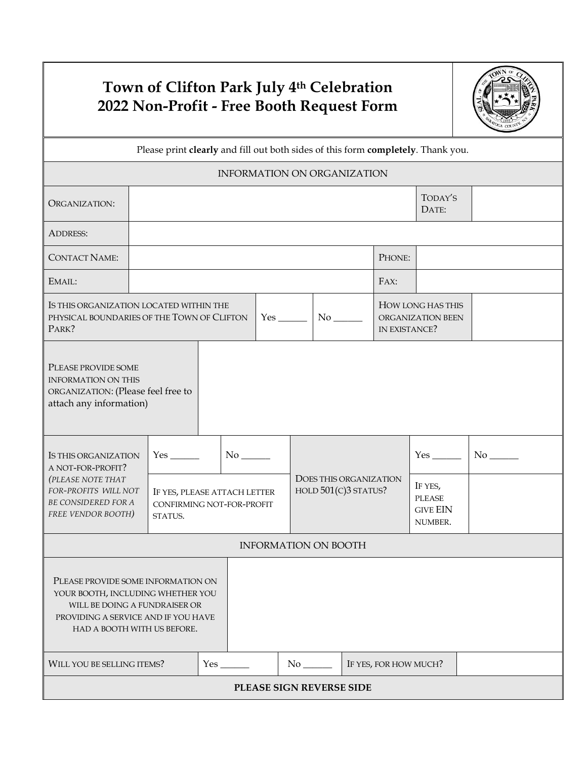# Town of Clifton Park July 4th Celebration
# 2022 Non-Profit - Free Booth Request Form

Please print **clearly** and fill out both sides of this form **completely**. Thank you.

## INFORMATION ON ORGANIZATION

| | | | |
|---|---|---|---|
| ORGANIZATION: | | TODAY'S DATE: | |
| ADDRESS: | | | |
| CONTACT NAME: | | PHONE: | |
| EMAIL: | | FAX: | |

| | | | | |
|---|---|---|---|---|
| IS THIS ORGANIZATION LOCATED WITHIN THE PHYSICAL BOUNDARIES OF THE TOWN OF CLIFTON PARK? | Yes ______ | No ______ | HOW LONG HAS THIS ORGANIZATION BEEN IN EXISTANCE? | |

| | |
|---|---|
| PLEASE PROVIDE SOME INFORMATION ON THIS ORGANIZATION: (Please feel free to attach any information) | |

| | | | | | |
|---|---|---|---|---|---|
| IS THIS ORGANIZATION A NOT-FOR-PROFIT? *(PLEASE NOTE THAT FOR-PROFITS WILL NOT BE CONSIDERED FOR A FREE VENDOR BOOTH)* | Yes ______ | No ______ | DOES THIS ORGANIZATION HOLD 501(C)3 STATUS? | Yes ______ | No ______ |
| | IF YES, PLEASE ATTACH LETTER CONFIRMING NOT-FOR-PROFIT STATUS. | | | IF YES, PLEASE GIVE EIN NUMBER. | |

## INFORMATION ON BOOTH

| | |
|---|---|
| PLEASE PROVIDE SOME INFORMATION ON YOUR BOOTH, INCLUDING WHETHER YOU WILL BE DOING A FUNDRAISER OR PROVIDING A SERVICE AND IF YOU HAVE HAD A BOOTH WITH US BEFORE. | |

| | | | | |
|---|---|---|---|---|
| WILL YOU BE SELLING ITEMS? | Yes ______ | No ______ | IF YES, FOR HOW MUCH? | |

**PLEASE SIGN REVERSE SIDE**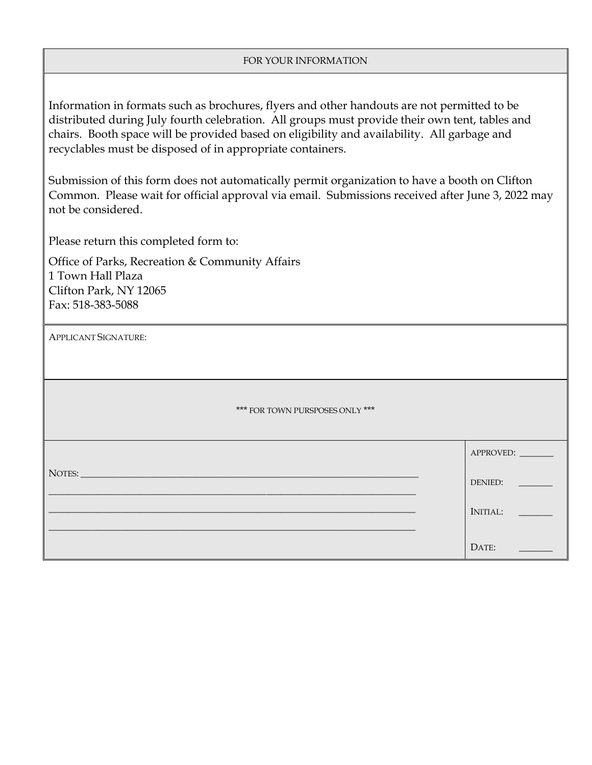## FOR YOUR INFORMATION

Information in formats such as brochures, flyers and other handouts are not permitted to be distributed during July fourth celebration. All groups must provide their own tent, tables and chairs. Booth space will be provided based on eligibility and availability. All garbage and recyclables must be disposed of in appropriate containers.

Submission of this form does not automatically permit organization to have a booth on Clifton Common. Please wait for official approval via email. Submissions received after June 3, 2022 may not be considered.

Please return this completed form to:

Office of Parks, Recreation & Community Affairs
1 Town Hall Plaza
Clifton Park, NY 12065
Fax: 518-383-5088

APPLICANT SIGNATURE:

*** FOR TOWN PURSPOSES ONLY ***

| | |
|---|---|
| NOTES: ______________________________ | APPROVED: ________ |
| ______________________________ | DENIED: ________ |
| ______________________________ | INITIAL: ________ |
| ______________________________ | DATE: ________ |